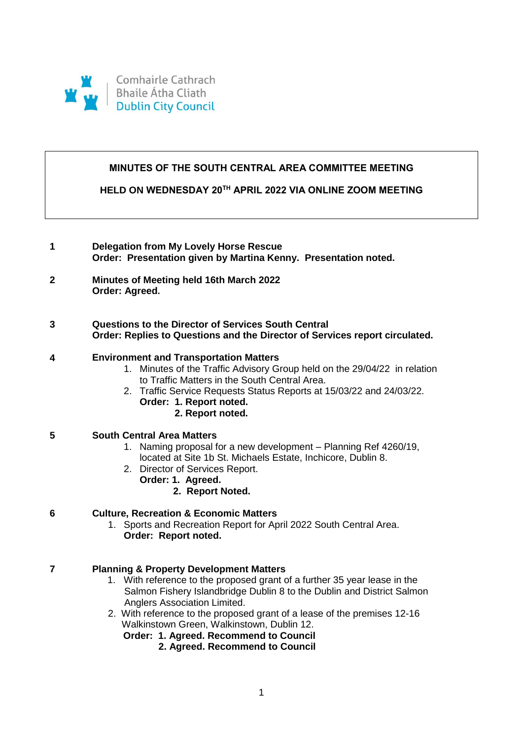Comhairle Cathrach
Bhaile Átha Cliath
Dublin City Council

# MINUTES OF THE SOUTH CENTRAL AREA COMMITTEE MEETING

## HELD ON WEDNESDAY 20TH APRIL 2022 VIA ONLINE ZOOM MEETING

**1 Delegation from My Lovely Horse Rescue**
**Order: Presentation given by Martina Kenny. Presentation noted.**

**2 Minutes of Meeting held 16th March 2022**
**Order: Agreed.**

**3 Questions to the Director of Services South Central**
**Order: Replies to Questions and the Director of Services report circulated.**

**4 Environment and Transportation Matters**

1. Minutes of the Traffic Advisory Group held on the 29/04/22 in relation to Traffic Matters in the South Central Area.
2. Traffic Service Requests Status Reports at 15/03/22 and 24/03/22.

**Order: 1. Report noted.**
**2. Report noted.**

**5 South Central Area Matters**

1. Naming proposal for a new development – Planning Ref 4260/19, located at Site 1b St. Michaels Estate, Inchicore, Dublin 8.
2. Director of Services Report.

**Order: 1. Agreed.**
**2. Report Noted.**

**6 Culture, Recreation & Economic Matters**

1. Sports and Recreation Report for April 2022 South Central Area.

**Order: Report noted.**

**7 Planning & Property Development Matters**

1. With reference to the proposed grant of a further 35 year lease in the Salmon Fishery Islandbridge Dublin 8 to the Dublin and District Salmon Anglers Association Limited.
2. With reference to the proposed grant of a lease of the premises 12-16 Walkinstown Green, Walkinstown, Dublin 12.

**Order: 1. Agreed. Recommend to Council**
**2. Agreed. Recommend to Council**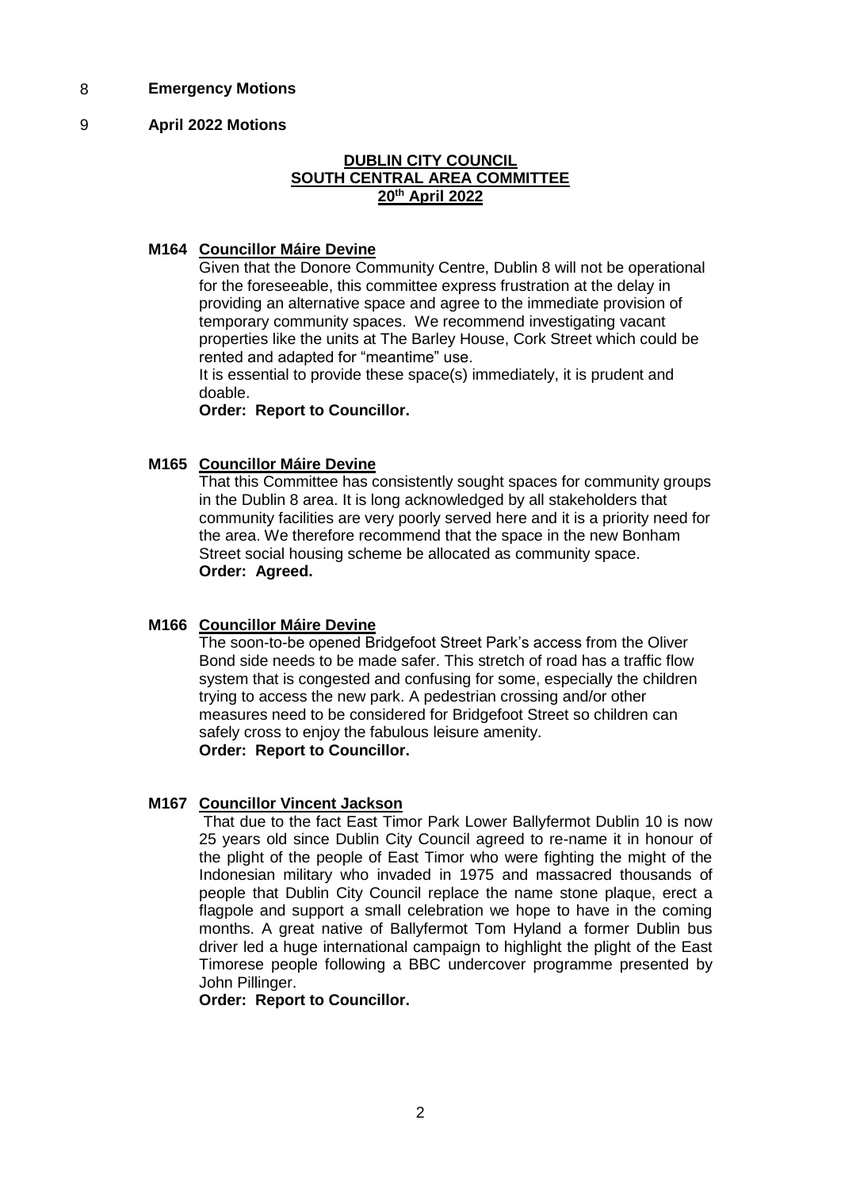8 **Emergency Motions**

9 **April 2022 Motions**

**DUBLIN CITY COUNCIL**
**SOUTH CENTRAL AREA COMMITTEE**
**20th April 2022**

**M164 Councillor Máire Devine**

Given that the Donore Community Centre, Dublin 8 will not be operational for the foreseeable, this committee express frustration at the delay in providing an alternative space and agree to the immediate provision of temporary community spaces. We recommend investigating vacant properties like the units at The Barley House, Cork Street which could be rented and adapted for "meantime" use.
It is essential to provide these space(s) immediately, it is prudent and doable.

**Order: Report to Councillor.**

**M165 Councillor Máire Devine**

That this Committee has consistently sought spaces for community groups in the Dublin 8 area. It is long acknowledged by all stakeholders that community facilities are very poorly served here and it is a priority need for the area. We therefore recommend that the space in the new Bonham Street social housing scheme be allocated as community space.

**Order: Agreed.**

**M166 Councillor Máire Devine**

The soon-to-be opened Bridgefoot Street Park's access from the Oliver Bond side needs to be made safer. This stretch of road has a traffic flow system that is congested and confusing for some, especially the children trying to access the new park. A pedestrian crossing and/or other measures need to be considered for Bridgefoot Street so children can safely cross to enjoy the fabulous leisure amenity.

**Order: Report to Councillor.**

**M167 Councillor Vincent Jackson**

That due to the fact East Timor Park Lower Ballyfermot Dublin 10 is now 25 years old since Dublin City Council agreed to re-name it in honour of the plight of the people of East Timor who were fighting the might of the Indonesian military who invaded in 1975 and massacred thousands of people that Dublin City Council replace the name stone plaque, erect a flagpole and support a small celebration we hope to have in the coming months. A great native of Ballyfermot Tom Hyland a former Dublin bus driver led a huge international campaign to highlight the plight of the East Timorese people following a BBC undercover programme presented by John Pillinger.

**Order: Report to Councillor.**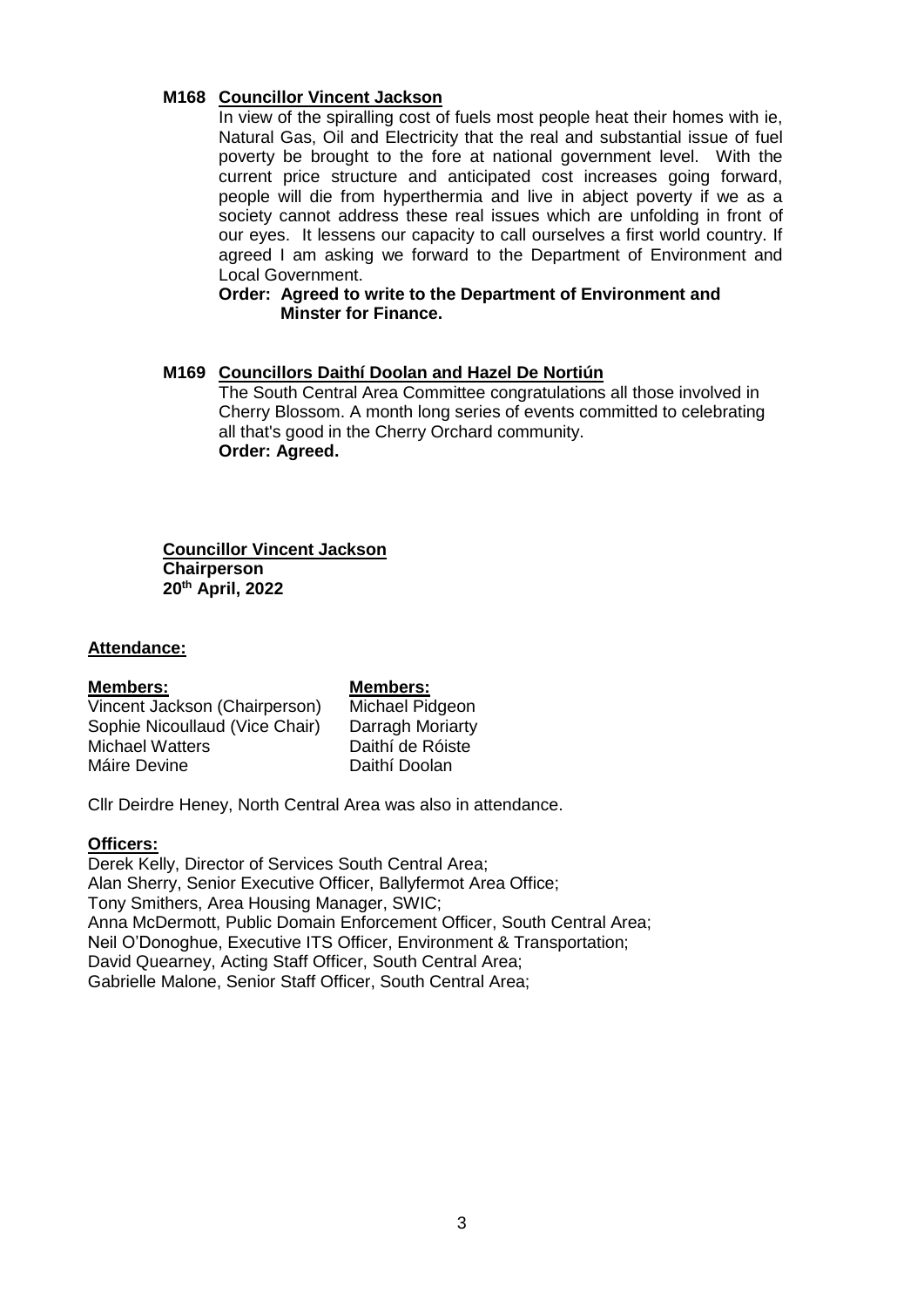**M168 Councillor Vincent Jackson**

In view of the spiralling cost of fuels most people heat their homes with ie, Natural Gas, Oil and Electricity that the real and substantial issue of fuel poverty be brought to the fore at national government level. With the current price structure and anticipated cost increases going forward, people will die from hyperthermia and live in abject poverty if we as a society cannot address these real issues which are unfolding in front of our eyes. It lessens our capacity to call ourselves a first world country. If agreed I am asking we forward to the Department of Environment and Local Government.

**Order: Agreed to write to the Department of Environment and Minster for Finance.**

**M169 Councillors Daithí Doolan and Hazel De Nortiún**

The South Central Area Committee congratulations all those involved in Cherry Blossom. A month long series of events committed to celebrating all that's good in the Cherry Orchard community.

**Order: Agreed.**

**Councillor Vincent Jackson**
**Chairperson**
**20th April, 2022**

**Attendance:**

| **Members:** | **Members:** |
| --- | --- |
| Vincent Jackson (Chairperson) | Michael Pidgeon |
| Sophie Nicoullaud (Vice Chair) | Darragh Moriarty |
| Michael Watters | Daithí de Róiste |
| Máire Devine | Daithí Doolan |

Cllr Deirdre Heney, North Central Area was also in attendance.

**Officers:**

Derek Kelly, Director of Services South Central Area;
Alan Sherry, Senior Executive Officer, Ballyfermot Area Office;
Tony Smithers, Area Housing Manager, SWIC;
Anna McDermott, Public Domain Enforcement Officer, South Central Area;
Neil O'Donoghue, Executive ITS Officer, Environment & Transportation;
David Quearney, Acting Staff Officer, South Central Area;
Gabrielle Malone, Senior Staff Officer, South Central Area;